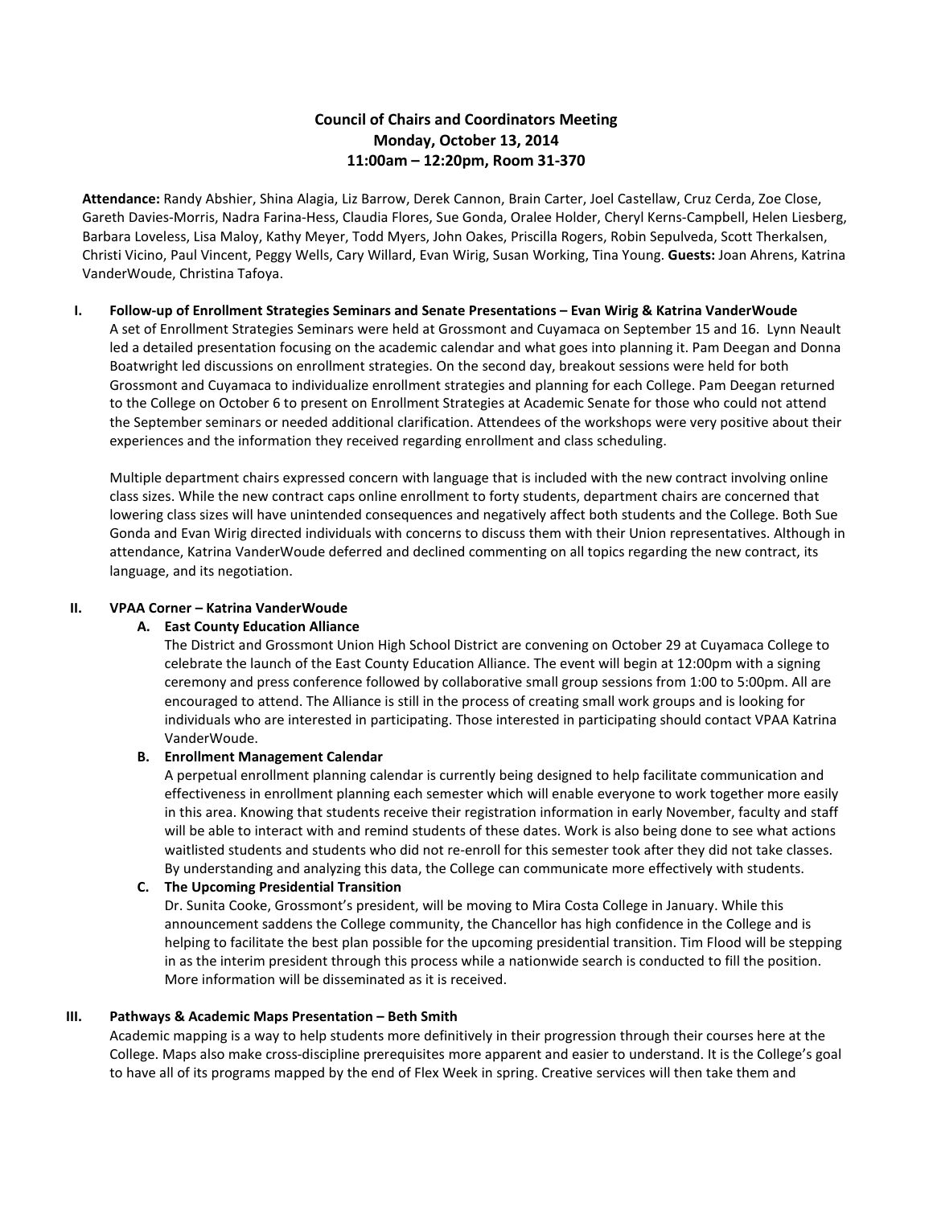# Council of Chairs and Coordinators Meeting
## Monday, October 13, 2014
## 11:00am – 12:20pm, Room 31-370

**Attendance:** Randy Abshier, Shina Alagia, Liz Barrow, Derek Cannon, Brain Carter, Joel Castellaw, Cruz Cerda, Zoe Close, Gareth Davies-Morris, Nadra Farina-Hess, Claudia Flores, Sue Gonda, Oralee Holder, Cheryl Kerns-Campbell, Helen Liesberg, Barbara Loveless, Lisa Maloy, Kathy Meyer, Todd Myers, John Oakes, Priscilla Rogers, Robin Sepulveda, Scott Therkalsen, Christi Vicino, Paul Vincent, Peggy Wells, Cary Willard, Evan Wirig, Susan Working, Tina Young. **Guests:** Joan Ahrens, Katrina VanderWoude, Christina Tafoya.

### I. Follow-up of Enrollment Strategies Seminars and Senate Presentations – Evan Wirig & Katrina VanderWoude

A set of Enrollment Strategies Seminars were held at Grossmont and Cuyamaca on September 15 and 16. Lynn Neault led a detailed presentation focusing on the academic calendar and what goes into planning it. Pam Deegan and Donna Boatwright led discussions on enrollment strategies. On the second day, breakout sessions were held for both Grossmont and Cuyamaca to individualize enrollment strategies and planning for each College. Pam Deegan returned to the College on October 6 to present on Enrollment Strategies at Academic Senate for those who could not attend the September seminars or needed additional clarification. Attendees of the workshops were very positive about their experiences and the information they received regarding enrollment and class scheduling.

Multiple department chairs expressed concern with language that is included with the new contract involving online class sizes. While the new contract caps online enrollment to forty students, department chairs are concerned that lowering class sizes will have unintended consequences and negatively affect both students and the College. Both Sue Gonda and Evan Wirig directed individuals with concerns to discuss them with their Union representatives. Although in attendance, Katrina VanderWoude deferred and declined commenting on all topics regarding the new contract, its language, and its negotiation.

### II. VPAA Corner – Katrina VanderWoude

#### A. East County Education Alliance

The District and Grossmont Union High School District are convening on October 29 at Cuyamaca College to celebrate the launch of the East County Education Alliance. The event will begin at 12:00pm with a signing ceremony and press conference followed by collaborative small group sessions from 1:00 to 5:00pm. All are encouraged to attend. The Alliance is still in the process of creating small work groups and is looking for individuals who are interested in participating. Those interested in participating should contact VPAA Katrina VanderWoude.

#### B. Enrollment Management Calendar

A perpetual enrollment planning calendar is currently being designed to help facilitate communication and effectiveness in enrollment planning each semester which will enable everyone to work together more easily in this area. Knowing that students receive their registration information in early November, faculty and staff will be able to interact with and remind students of these dates. Work is also being done to see what actions waitlisted students and students who did not re-enroll for this semester took after they did not take classes. By understanding and analyzing this data, the College can communicate more effectively with students.

#### C. The Upcoming Presidential Transition

Dr. Sunita Cooke, Grossmont's president, will be moving to Mira Costa College in January. While this announcement saddens the College community, the Chancellor has high confidence in the College and is helping to facilitate the best plan possible for the upcoming presidential transition. Tim Flood will be stepping in as the interim president through this process while a nationwide search is conducted to fill the position. More information will be disseminated as it is received.

### III. Pathways & Academic Maps Presentation – Beth Smith

Academic mapping is a way to help students more definitively in their progression through their courses here at the College. Maps also make cross-discipline prerequisites more apparent and easier to understand. It is the College's goal to have all of its programs mapped by the end of Flex Week in spring. Creative services will then take them and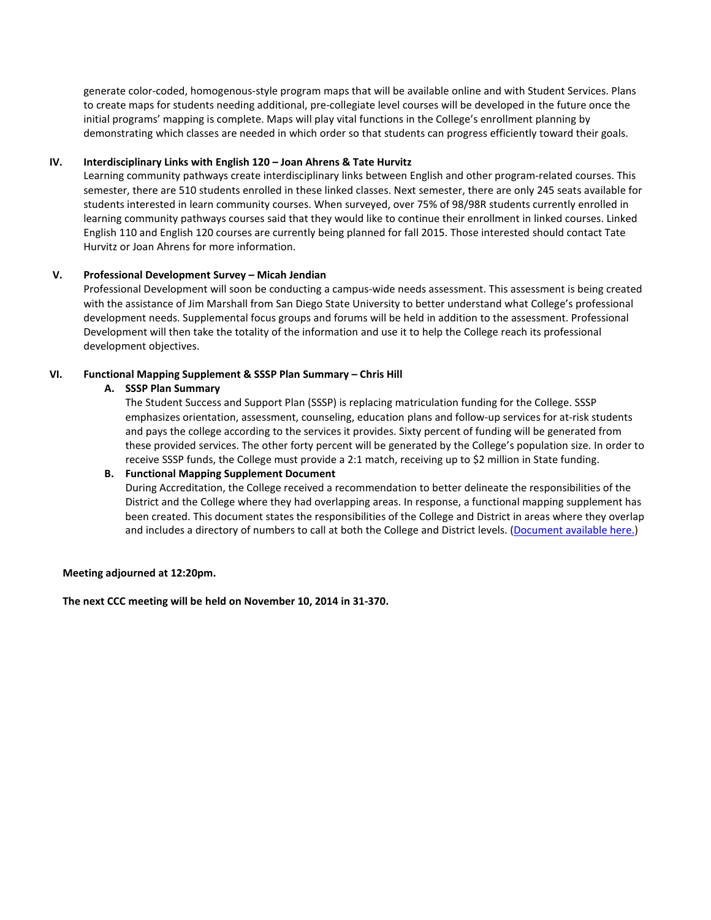generate color-coded, homogenous-style program maps that will be available online and with Student Services. Plans to create maps for students needing additional, pre-collegiate level courses will be developed in the future once the initial programs' mapping is complete. Maps will play vital functions in the College's enrollment planning by demonstrating which classes are needed in which order so that students can progress efficiently toward their goals.

**IV. Interdisciplinary Links with English 120 – Joan Ahrens & Tate Hurvitz**

Learning community pathways create interdisciplinary links between English and other program-related courses. This semester, there are 510 students enrolled in these linked classes. Next semester, there are only 245 seats available for students interested in learn community courses. When surveyed, over 75% of 98/98R students currently enrolled in learning community pathways courses said that they would like to continue their enrollment in linked courses. Linked English 110 and English 120 courses are currently being planned for fall 2015. Those interested should contact Tate Hurvitz or Joan Ahrens for more information.

**V. Professional Development Survey – Micah Jendian**

Professional Development will soon be conducting a campus-wide needs assessment. This assessment is being created with the assistance of Jim Marshall from San Diego State University to better understand what College's professional development needs. Supplemental focus groups and forums will be held in addition to the assessment. Professional Development will then take the totality of the information and use it to help the College reach its professional development objectives.

**VI. Functional Mapping Supplement & SSSP Plan Summary – Chris Hill**

**A. SSSP Plan Summary**

The Student Success and Support Plan (SSSP) is replacing matriculation funding for the College. SSSP emphasizes orientation, assessment, counseling, education plans and follow-up services for at-risk students and pays the college according to the services it provides. Sixty percent of funding will be generated from these provided services. The other forty percent will be generated by the College's population size. In order to receive SSSP funds, the College must provide a 2:1 match, receiving up to $2 million in State funding.

**B. Functional Mapping Supplement Document**

During Accreditation, the College received a recommendation to better delineate the responsibilities of the District and the College where they had overlapping areas. In response, a functional mapping supplement has been created. This document states the responsibilities of the College and District in areas where they overlap and includes a directory of numbers to call at both the College and District levels. (Document available here.)

**Meeting adjourned at 12:20pm.**

**The next CCC meeting will be held on November 10, 2014 in 31-370.**